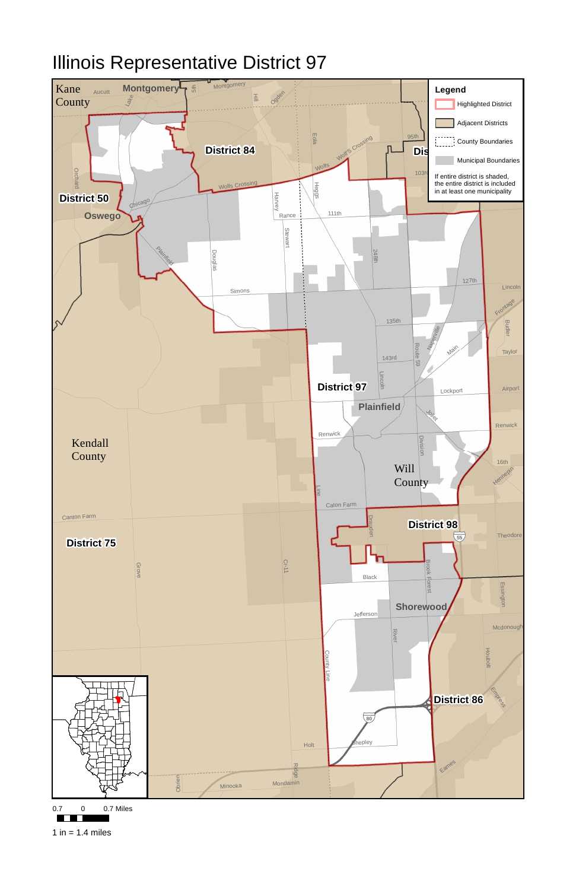# Illinois Representative District 97

**Legend**

- Highlighted District
- Adjacent Districts
- County Boundaries
- Municipal Boundaries

If entire district is shaded, the entire district is included in at least one municipality

0.7 0 0.7 Miles

1 in = 1.4 miles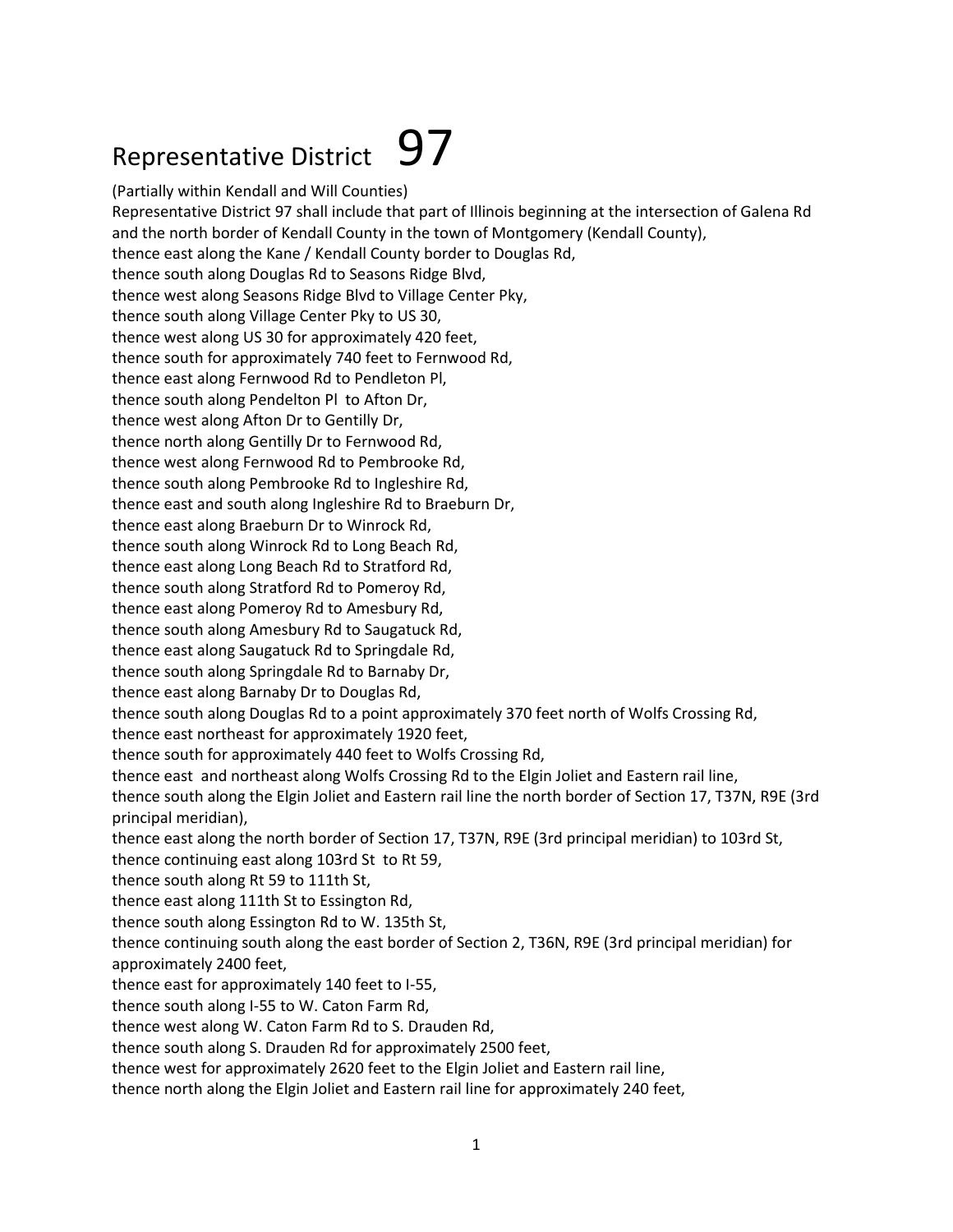# Representative District 97

(Partially within Kendall and Will Counties)

Representative District 97 shall include that part of Illinois beginning at the intersection of Galena Rd and the north border of Kendall County in the town of Montgomery (Kendall County),
thence east along the Kane / Kendall County border to Douglas Rd,
thence south along Douglas Rd to Seasons Ridge Blvd,
thence west along Seasons Ridge Blvd to Village Center Pky,
thence south along Village Center Pky to US 30,
thence west along US 30 for approximately 420 feet,
thence south for approximately 740 feet to Fernwood Rd,
thence east along Fernwood Rd to Pendleton Pl,
thence south along Pendelton Pl to Afton Dr,
thence west along Afton Dr to Gentilly Dr,
thence north along Gentilly Dr to Fernwood Rd,
thence west along Fernwood Rd to Pembrooke Rd,
thence south along Pembrooke Rd to Ingleshire Rd,
thence east and south along Ingleshire Rd to Braeburn Dr,
thence east along Braeburn Dr to Winrock Rd,
thence south along Winrock Rd to Long Beach Rd,
thence east along Long Beach Rd to Stratford Rd,
thence south along Stratford Rd to Pomeroy Rd,
thence east along Pomeroy Rd to Amesbury Rd,
thence south along Amesbury Rd to Saugatuck Rd,
thence east along Saugatuck Rd to Springdale Rd,
thence south along Springdale Rd to Barnaby Dr,
thence east along Barnaby Dr to Douglas Rd,
thence south along Douglas Rd to a point approximately 370 feet north of Wolfs Crossing Rd,
thence east northeast for approximately 1920 feet,
thence south for approximately 440 feet to Wolfs Crossing Rd,
thence east and northeast along Wolfs Crossing Rd to the Elgin Joliet and Eastern rail line,
thence south along the Elgin Joliet and Eastern rail line the north border of Section 17, T37N, R9E (3rd principal meridian),
thence east along the north border of Section 17, T37N, R9E (3rd principal meridian) to 103rd St,
thence continuing east along 103rd St to Rt 59,
thence south along Rt 59 to 111th St,
thence east along 111th St to Essington Rd,
thence south along Essington Rd to W. 135th St,
thence continuing south along the east border of Section 2, T36N, R9E (3rd principal meridian) for approximately 2400 feet,
thence east for approximately 140 feet to I-55,
thence south along I-55 to W. Caton Farm Rd,
thence west along W. Caton Farm Rd to S. Drauden Rd,
thence south along S. Drauden Rd for approximately 2500 feet,
thence west for approximately 2620 feet to the Elgin Joliet and Eastern rail line,
thence north along the Elgin Joliet and Eastern rail line for approximately 240 feet,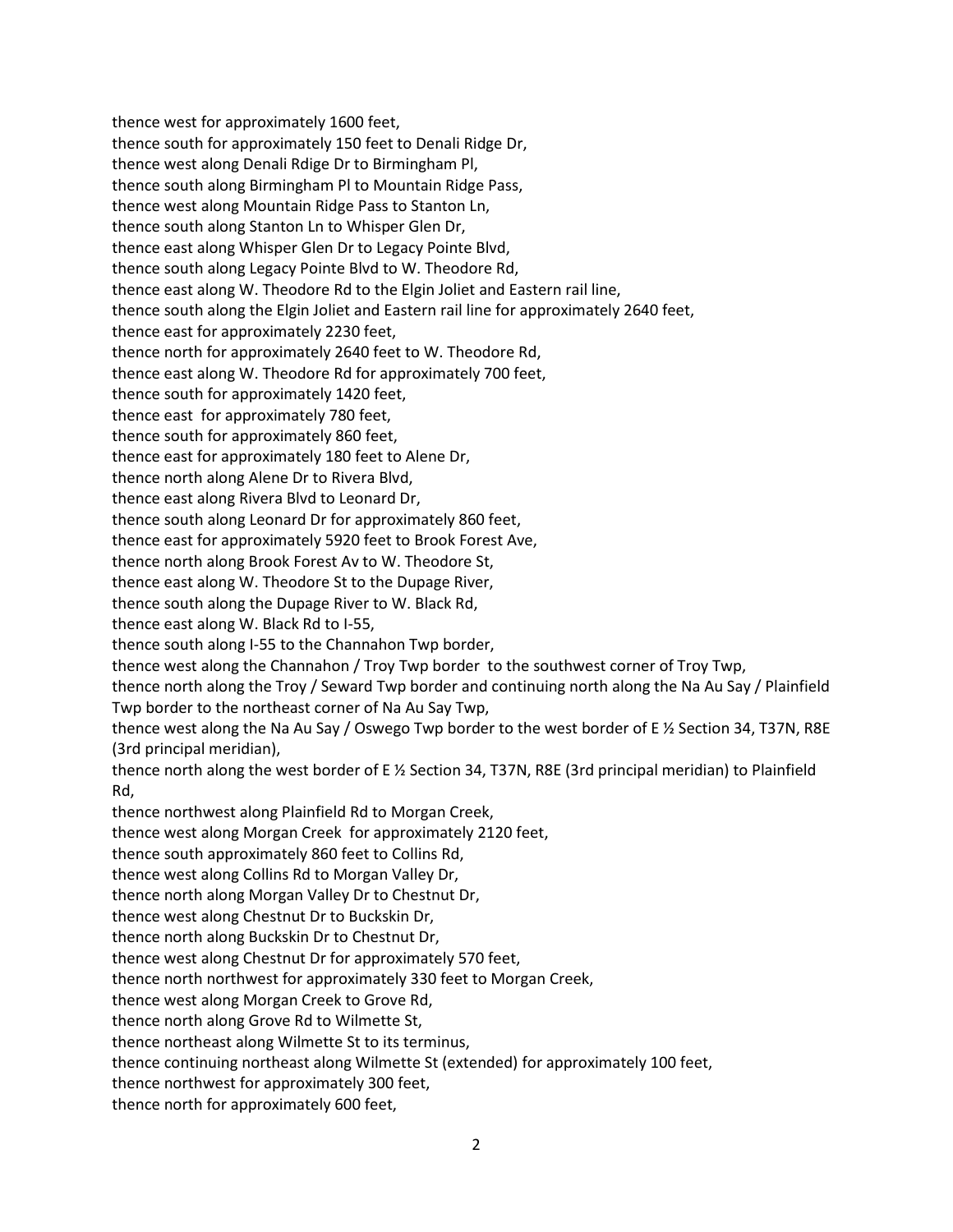thence west for approximately 1600 feet,
thence south for approximately 150 feet to Denali Ridge Dr,
thence west along Denali Rdige Dr to Birmingham Pl,
thence south along Birmingham Pl to Mountain Ridge Pass,
thence west along Mountain Ridge Pass to Stanton Ln,
thence south along Stanton Ln to Whisper Glen Dr,
thence east along Whisper Glen Dr to Legacy Pointe Blvd,
thence south along Legacy Pointe Blvd to W. Theodore Rd,
thence east along W. Theodore Rd to the Elgin Joliet and Eastern rail line,
thence south along the Elgin Joliet and Eastern rail line for approximately 2640 feet,
thence east for approximately 2230 feet,
thence north for approximately 2640 feet to W. Theodore Rd,
thence east along W. Theodore Rd for approximately 700 feet,
thence south for approximately 1420 feet,
thence east for approximately 780 feet,
thence south for approximately 860 feet,
thence east for approximately 180 feet to Alene Dr,
thence north along Alene Dr to Rivera Blvd,
thence east along Rivera Blvd to Leonard Dr,
thence south along Leonard Dr for approximately 860 feet,
thence east for approximately 5920 feet to Brook Forest Ave,
thence north along Brook Forest Av to W. Theodore St,
thence east along W. Theodore St to the Dupage River,
thence south along the Dupage River to W. Black Rd,
thence east along W. Black Rd to I-55,
thence south along I-55 to the Channahon Twp border,
thence west along the Channahon / Troy Twp border to the southwest corner of Troy Twp,
thence north along the Troy / Seward Twp border and continuing north along the Na Au Say / Plainfield Twp border to the northeast corner of Na Au Say Twp,
thence west along the Na Au Say / Oswego Twp border to the west border of E ½ Section 34, T37N, R8E (3rd principal meridian),
thence north along the west border of E ½ Section 34, T37N, R8E (3rd principal meridian) to Plainfield Rd,
thence northwest along Plainfield Rd to Morgan Creek,
thence west along Morgan Creek for approximately 2120 feet,
thence south approximately 860 feet to Collins Rd,
thence west along Collins Rd to Morgan Valley Dr,
thence north along Morgan Valley Dr to Chestnut Dr,
thence west along Chestnut Dr to Buckskin Dr,
thence north along Buckskin Dr to Chestnut Dr,
thence west along Chestnut Dr for approximately 570 feet,
thence north northwest for approximately 330 feet to Morgan Creek,
thence west along Morgan Creek to Grove Rd,
thence north along Grove Rd to Wilmette St,
thence northeast along Wilmette St to its terminus,
thence continuing northeast along Wilmette St (extended) for approximately 100 feet,
thence northwest for approximately 300 feet,
thence north for approximately 600 feet,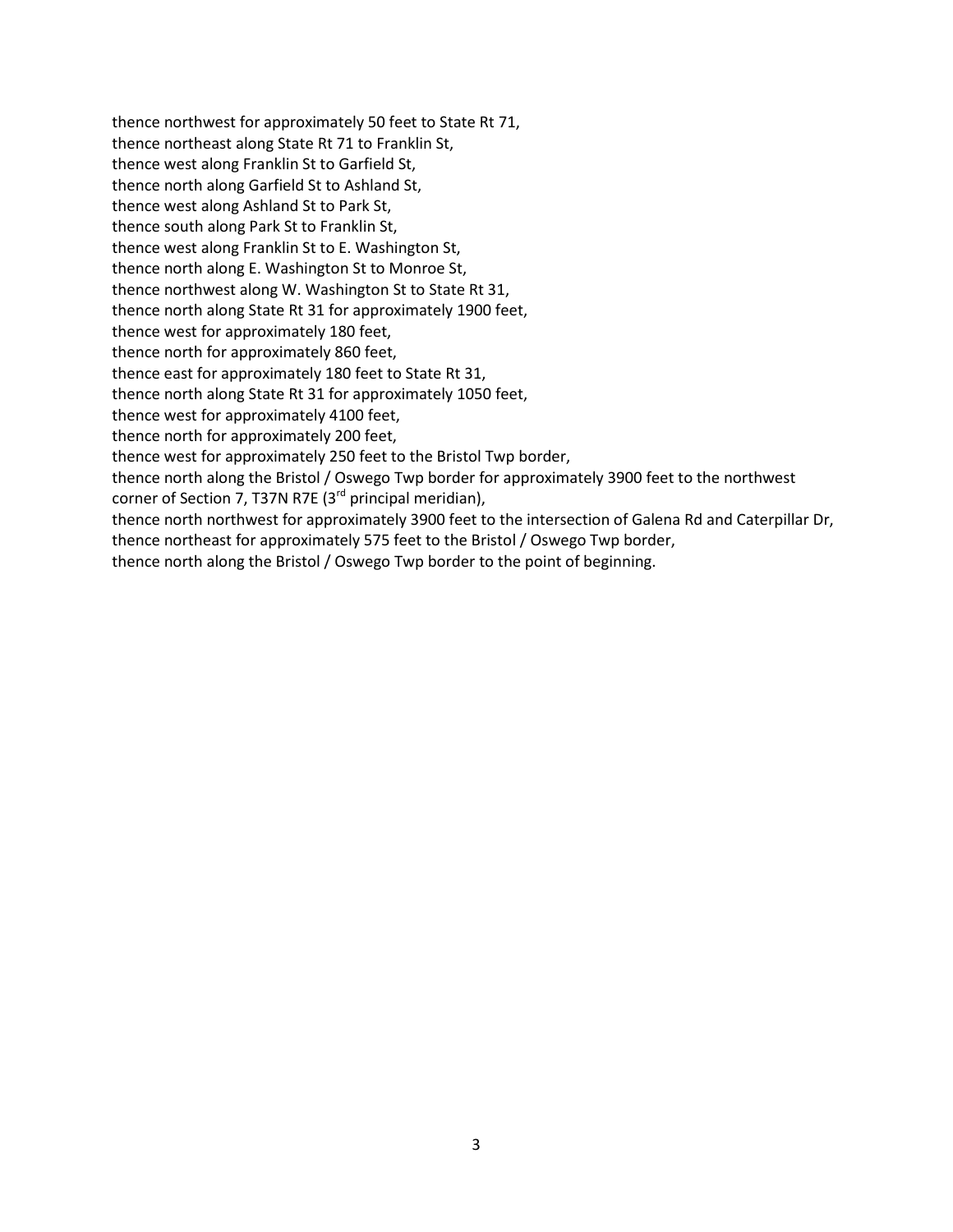thence northwest for approximately 50 feet to State Rt 71,
thence northeast along State Rt 71 to Franklin St,
thence west along Franklin St to Garfield St,
thence north along Garfield St to Ashland St,
thence west along Ashland St to Park St,
thence south along Park St to Franklin St,
thence west along Franklin St to E. Washington St,
thence north along E. Washington St to Monroe St,
thence northwest along W. Washington St to State Rt 31,
thence north along State Rt 31 for approximately 1900 feet,
thence west for approximately 180 feet,
thence north for approximately 860 feet,
thence east for approximately 180 feet to State Rt 31,
thence north along State Rt 31 for approximately 1050 feet,
thence west for approximately 4100 feet,
thence north for approximately 200 feet,
thence west for approximately 250 feet to the Bristol Twp border,
thence north along the Bristol / Oswego Twp border for approximately 3900 feet to the northwest corner of Section 7, T37N R7E (3rd principal meridian),
thence north northwest for approximately 3900 feet to the intersection of Galena Rd and Caterpillar Dr,
thence northeast for approximately 575 feet to the Bristol / Oswego Twp border,
thence north along the Bristol / Oswego Twp border to the point of beginning.